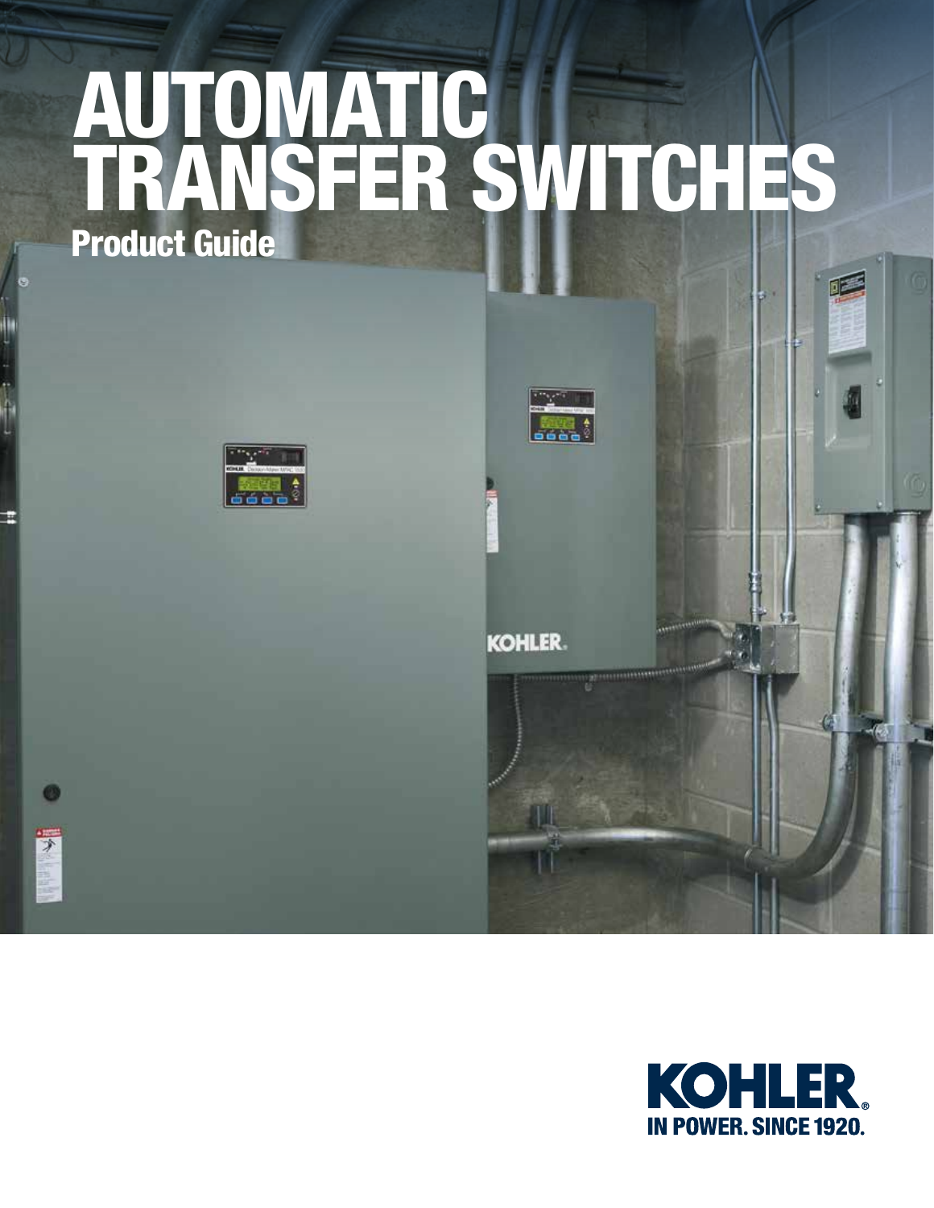# AUTOMATIC TRANSFER SWITCHES

## Product Guide

KOHLER®

IN POWER. SINCE 1920.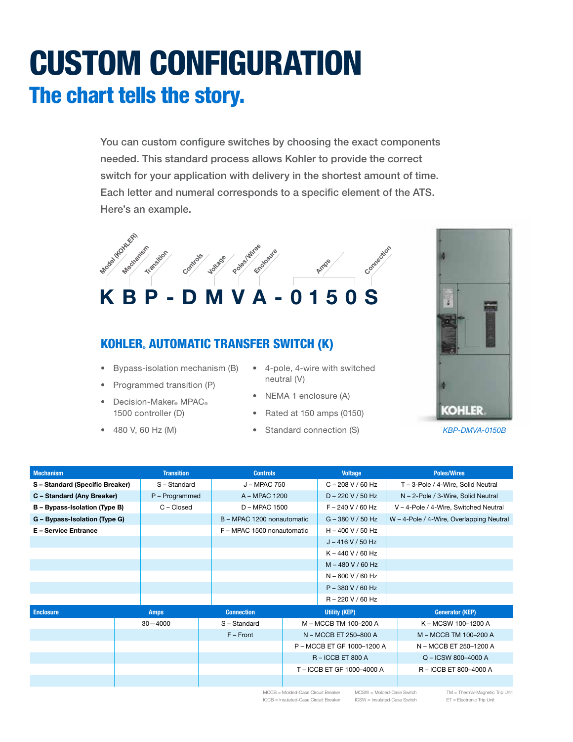# CUSTOM CONFIGURATION

## The chart tells the story.

You can custom configure switches by choosing the exact components needed. This standard process allows Kohler to provide the correct switch for your application with delivery in the shortest amount of time. Each letter and numeral corresponds to a specific element of the ATS. Here's an example.

Model (KOHLER) · Mechanism · Transition · Controls · Voltage · Poles/Wires · Enclosure · Amps · Connection

**K B P - D M V A - 0 1 5 0 S**

### KOHLER® AUTOMATIC TRANSFER SWITCH (K)

- Bypass-isolation mechanism (B)
- Programmed transition (P)
- Decision-Maker® MPAC® 1500 controller (D)
- 480 V, 60 Hz (M)
- 4-pole, 4-wire with switched neutral (V)
- NEMA 1 enclosure (A)
- Rated at 150 amps (0150)
- Standard connection (S)

*KBP-DMVA-0150B*

| Mechanism | Transition | Controls | Voltage | Poles/Wires |
|---|---|---|---|---|
| **S – Standard (Specific Breaker)** | S – Standard | J – MPAC 750 | C – 208 V / 60 Hz | T – 3-Pole / 4-Wire, Solid Neutral |
| **C – Standard (Any Breaker)** | P – Programmed | A – MPAC 1200 | D – 220 V / 50 Hz | N – 2-Pole / 3-Wire, Solid Neutral |
| **B – Bypass-Isolation (Type B)** | C – Closed | D – MPAC 1500 | F – 240 V / 60 Hz | V – 4-Pole / 4-Wire, Switched Neutral |
| **G – Bypass-Isolation (Type G)** | | B – MPAC 1200 nonautomatic | G – 380 V / 50 Hz | W – 4-Pole / 4-Wire, Overlapping Neutral |
| **E – Service Entrance** | | F – MPAC 1500 nonautomatic | H – 400 V / 50 Hz | |
| | | | J – 416 V / 50 Hz | |
| | | | K – 440 V / 60 Hz | |
| | | | M – 480 V / 60 Hz | |
| | | | N – 600 V / 60 Hz | |
| | | | P – 380 V / 60 Hz | |
| | | | R – 220 V / 60 Hz | |

| Enclosure | Amps | Connection | Utility (KEP) | Generator (KEP) |
|---|---|---|---|---|
| | 30—4000 | S – Standard | M – MCCB TM 100–200 A | K – MCSW 100–1200 A |
| | | F – Front | N – MCCB ET 250–800 A | M – MCCB TM 100–200 A |
| | | | P – MCCB ET GF 1000–1200 A | N – MCCB ET 250–1200 A |
| | | | R – ICCB ET 800 A | Q – ICSW 800–4000 A |
| | | | T – ICCB ET GF 1000–4000 A | R – ICCB ET 800–4000 A |

MCCB = Molded-Case Circuit Breaker
ICCB = Insulated-Case Circuit Breaker
MCSW = Molded-Case Switch
ICSW = Insulated-Case Switch
TM = Thermal-Magnetic Trip Unit
ET = Electronic Trip Unit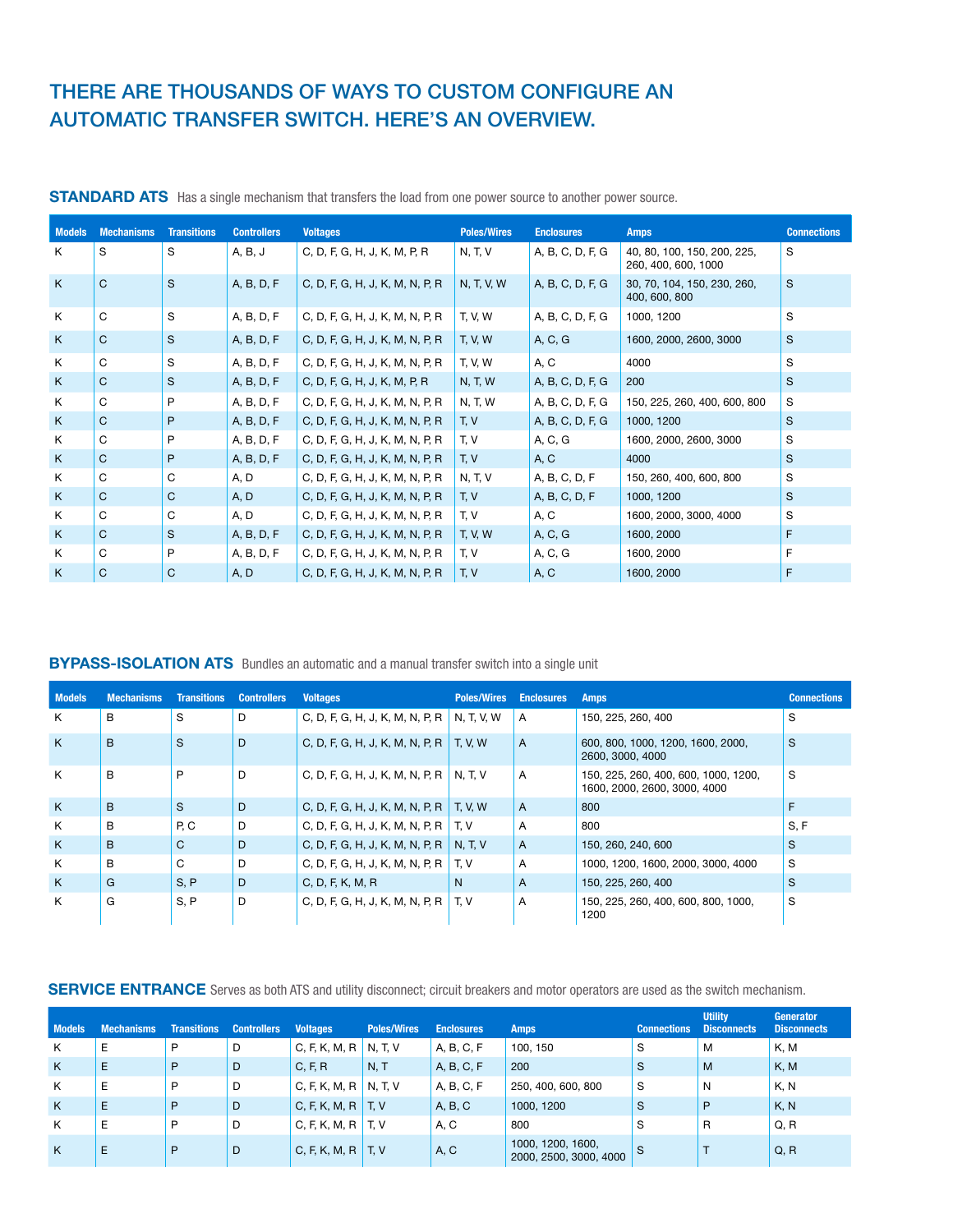# THERE ARE THOUSANDS OF WAYS TO CUSTOM CONFIGURE AN AUTOMATIC TRANSFER SWITCH. HERE'S AN OVERVIEW.

## STANDARD ATS

Has a single mechanism that transfers the load from one power source to another power source.

| Models | Mechanisms | Transitions | Controllers | Voltages | Poles/Wires | Enclosures | Amps | Connections |
|---|---|---|---|---|---|---|---|---|
| K | S | S | A, B, J | C, D, F, G, H, J, K, M, P, R | N, T, V | A, B, C, D, F, G | 40, 80, 100, 150, 200, 225, 260, 400, 600, 1000 | S |
| K | C | S | A, B, D, F | C, D, F, G, H, J, K, M, N, P, R | N, T, V, W | A, B, C, D, F, G | 30, 70, 104, 150, 230, 260, 400, 600, 800 | S |
| K | C | S | A, B, D, F | C, D, F, G, H, J, K, M, N, P, R | T, V, W | A, B, C, D, F, G | 1000, 1200 | S |
| K | C | S | A, B, D, F | C, D, F, G, H, J, K, M, N, P, R | T, V, W | A, C, G | 1600, 2000, 2600, 3000 | S |
| K | C | S | A, B, D, F | C, D, F, G, H, J, K, M, N, P, R | T, V, W | A, C | 4000 | S |
| K | C | S | A, B, D, F | C, D, F, G, H, J, K, M, P, R | N, T, W | A, B, C, D, F, G | 200 | S |
| K | C | P | A, B, D, F | C, D, F, G, H, J, K, M, N, P, R | N, T, W | A, B, C, D, F, G | 150, 225, 260, 400, 600, 800 | S |
| K | C | P | A, B, D, F | C, D, F, G, H, J, K, M, N, P, R | T, V | A, B, C, D, F, G | 1000, 1200 | S |
| K | C | P | A, B, D, F | C, D, F, G, H, J, K, M, N, P, R | T, V | A, C, G | 1600, 2000, 2600, 3000 | S |
| K | C | P | A, B, D, F | C, D, F, G, H, J, K, M, N, P, R | T, V | A, C | 4000 | S |
| K | C | C | A, D | C, D, F, G, H, J, K, M, N, P, R | N, T, V | A, B, C, D, F | 150, 260, 400, 600, 800 | S |
| K | C | C | A, D | C, D, F, G, H, J, K, M, N, P, R | T, V | A, B, C, D, F | 1000, 1200 | S |
| K | C | C | A, D | C, D, F, G, H, J, K, M, N, P, R | T, V | A, C | 1600, 2000, 3000, 4000 | S |
| K | C | S | A, B, D, F | C, D, F, G, H, J, K, M, N, P, R | T, V, W | A, C, G | 1600, 2000 | F |
| K | C | P | A, B, D, F | C, D, F, G, H, J, K, M, N, P, R | T, V | A, C, G | 1600, 2000 | F |
| K | C | C | A, D | C, D, F, G, H, J, K, M, N, P, R | T, V | A, C | 1600, 2000 | F |

## BYPASS-ISOLATION ATS

Bundles an automatic and a manual transfer switch into a single unit

| Models | Mechanisms | Transitions | Controllers | Voltages | Poles/Wires | Enclosures | Amps | Connections |
|---|---|---|---|---|---|---|---|---|
| K | B | S | D | C, D, F, G, H, J, K, M, N, P, R | N, T, V, W | A | 150, 225, 260, 400 | S |
| K | B | S | D | C, D, F, G, H, J, K, M, N, P, R | T, V, W | A | 600, 800, 1000, 1200, 1600, 2000, 2600, 3000, 4000 | S |
| K | B | P | D | C, D, F, G, H, J, K, M, N, P, R | N, T, V | A | 150, 225, 260, 400, 600, 1000, 1200, 1600, 2000, 2600, 3000, 4000 | S |
| K | B | S | D | C, D, F, G, H, J, K, M, N, P, R | T, V, W | A | 800 | F |
| K | B | P, C | D | C, D, F, G, H, J, K, M, N, P, R | T, V | A | 800 | S, F |
| K | B | C | D | C, D, F, G, H, J, K, M, N, P, R | N, T, V | A | 150, 260, 240, 600 | S |
| K | B | C | D | C, D, F, G, H, J, K, M, N, P, R | T, V | A | 1000, 1200, 1600, 2000, 3000, 4000 | S |
| K | G | S, P | D | C, D, F, K, M, R | N | A | 150, 225, 260, 400 | S |
| K | G | S, P | D | C, D, F, G, H, J, K, M, N, P, R | T, V | A | 150, 225, 260, 400, 600, 800, 1000, 1200 | S |

## SERVICE ENTRANCE

Serves as both ATS and utility disconnect; circuit breakers and motor operators are used as the switch mechanism.

| Models | Mechanisms | Transitions | Controllers | Voltages | Poles/Wires | Enclosures | Amps | Connections | Utility Disconnects | Generator Disconnects |
|---|---|---|---|---|---|---|---|---|---|---|
| K | E | P | D | C, F, K, M, R | N, T, V | A, B, C, F | 100, 150 | S | M | K, M |
| K | E | P | D | C, F, R | N, T | A, B, C, F | 200 | S | M | K, M |
| K | E | P | D | C, F, K, M, R | N, T, V | A, B, C, F | 250, 400, 600, 800 | S | N | K, N |
| K | E | P | D | C, F, K, M, R | T, V | A, B, C | 1000, 1200 | S | P | K, N |
| K | E | P | D | C, F, K, M, R | T, V | A, C | 800 | S | R | Q, R |
| K | E | P | D | C, F, K, M, R | T, V | A, C | 1000, 1200, 1600, 2000, 2500, 3000, 4000 | S | T | Q, R |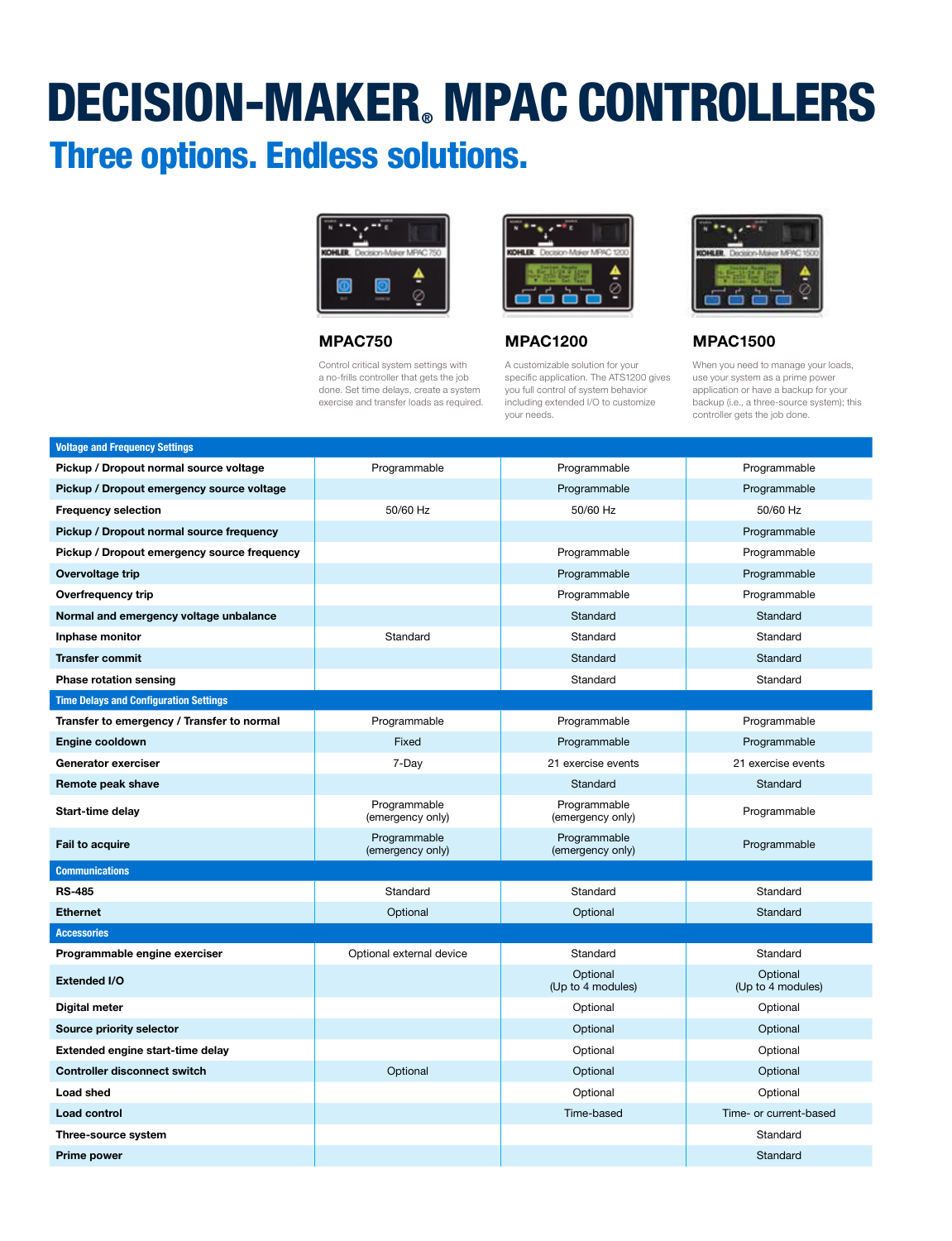# DECISION-MAKER® MPAC CONTROLLERS

## Three options. Endless solutions.

| | MPAC750 | MPAC1200 | MPAC1500 |
|---|---|---|---|
| | Control critical system settings with a no-frills controller that gets the job done. Set time delays, create a system exercise and transfer loads as required. | A customizable solution for your specific application. The ATS1200 gives you full control of system behavior including extended I/O to customize your needs. | When you need to manage your loads, use your system as a prime power application or have a backup for your backup (i.e., a three-source system); this controller gets the job done. |
| **Voltage and Frequency Settings** | | | |
| **Pickup / Dropout normal source voltage** | Programmable | Programmable | Programmable |
| **Pickup / Dropout emergency source voltage** | | Programmable | Programmable |
| **Frequency selection** | 50/60 Hz | 50/60 Hz | 50/60 Hz |
| **Pickup / Dropout normal source frequency** | | | Programmable |
| **Pickup / Dropout emergency source frequency** | | Programmable | Programmable |
| **Overvoltage trip** | | Programmable | Programmable |
| **Overfrequency trip** | | Programmable | Programmable |
| **Normal and emergency voltage unbalance** | | Standard | Standard |
| **Inphase monitor** | Standard | Standard | Standard |
| **Transfer commit** | | Standard | Standard |
| **Phase rotation sensing** | | Standard | Standard |
| **Time Delays and Configuration Settings** | | | |
| **Transfer to emergency / Transfer to normal** | Programmable | Programmable | Programmable |
| **Engine cooldown** | Fixed | Programmable | Programmable |
| **Generator exerciser** | 7-Day | 21 exercise events | 21 exercise events |
| **Remote peak shave** | | Standard | Standard |
| **Start-time delay** | Programmable (emergency only) | Programmable (emergency only) | Programmable |
| **Fail to acquire** | Programmable (emergency only) | Programmable (emergency only) | Programmable |
| **Communications** | | | |
| **RS-485** | Standard | Standard | Standard |
| **Ethernet** | Optional | Optional | Standard |
| **Accessories** | | | |
| **Programmable engine exerciser** | Optional external device | Standard | Standard |
| **Extended I/O** | | Optional (Up to 4 modules) | Optional (Up to 4 modules) |
| **Digital meter** | | Optional | Optional |
| **Source priority selector** | | Optional | Optional |
| **Extended engine start-time delay** | | Optional | Optional |
| **Controller disconnect switch** | Optional | Optional | Optional |
| **Load shed** | | Optional | Optional |
| **Load control** | | Time-based | Time- or current-based |
| **Three-source system** | | | Standard |
| **Prime power** | | | Standard |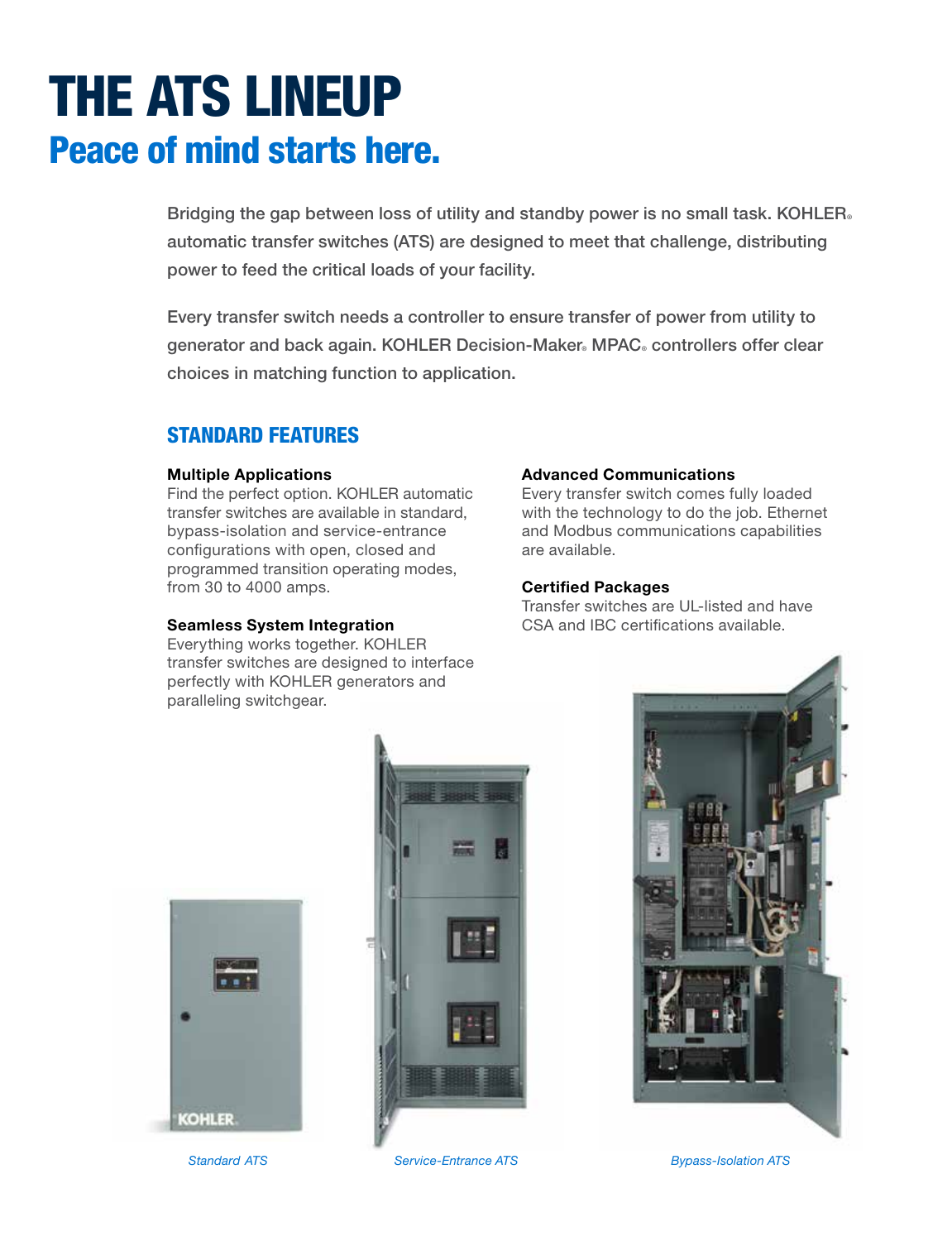# THE ATS LINEUP

## Peace of mind starts here.

Bridging the gap between loss of utility and standby power is no small task. KOHLER® automatic transfer switches (ATS) are designed to meet that challenge, distributing power to feed the critical loads of your facility.

Every transfer switch needs a controller to ensure transfer of power from utility to generator and back again. KOHLER Decision-Maker® MPAC® controllers offer clear choices in matching function to application.

### STANDARD FEATURES

**Multiple Applications**
Find the perfect option. KOHLER automatic transfer switches are available in standard, bypass-isolation and service-entrance configurations with open, closed and programmed transition operating modes, from 30 to 4000 amps.

**Seamless System Integration**
Everything works together. KOHLER transfer switches are designed to interface perfectly with KOHLER generators and paralleling switchgear.

**Advanced Communications**
Every transfer switch comes fully loaded with the technology to do the job. Ethernet and Modbus communications capabilities are available.

**Certified Packages**
Transfer switches are UL-listed and have CSA and IBC certifications available.

*Standard ATS*

*Service-Entrance ATS*

*Bypass-Isolation ATS*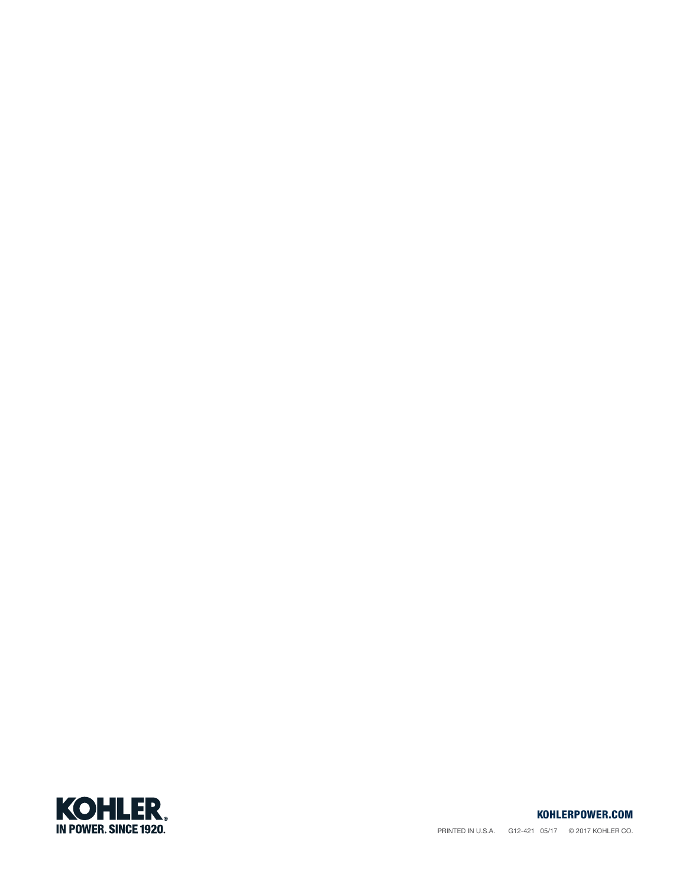KOHLER®
IN POWER. SINCE 1920.

**KOHLERPOWER.COM**

PRINTED IN U.S.A. G12-421 05/17 © 2017 KOHLER CO.